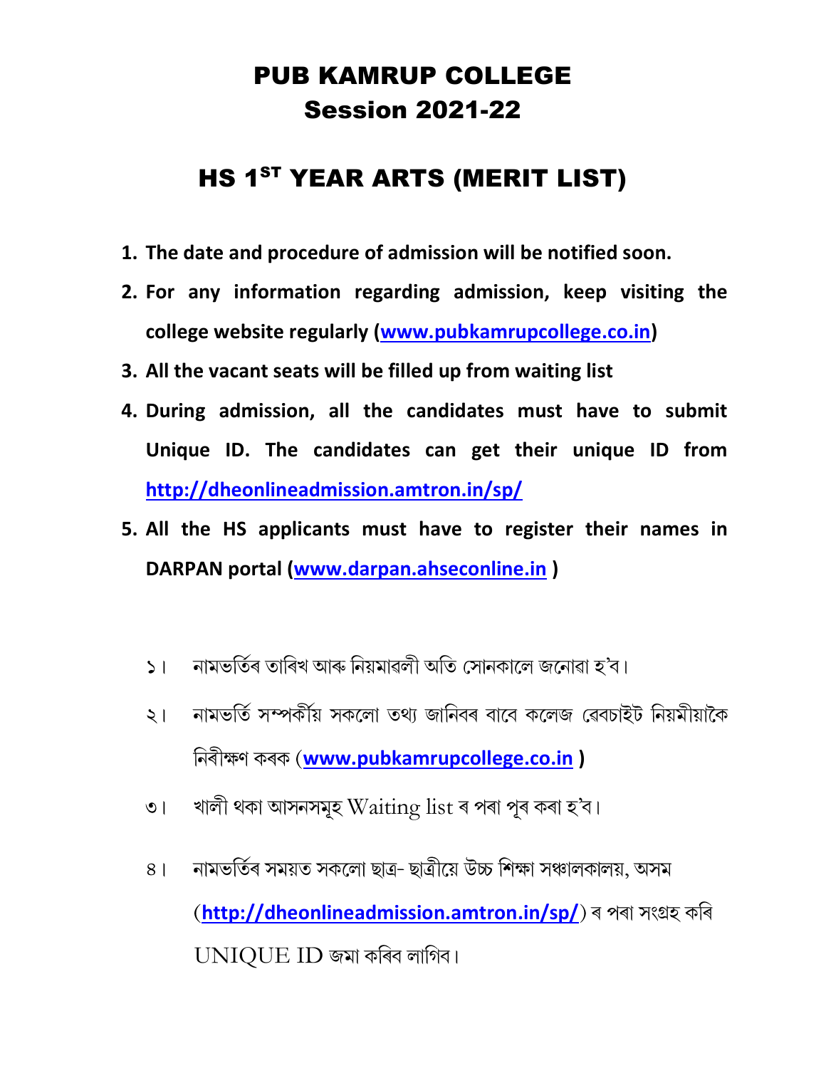# PUB KAMRUP COLLEGE
# Session 2021-22

## HS 1ST YEAR ARTS (MERIT LIST)

1. **The date and procedure of admission will be notified soon.**
2. **For any information regarding admission, keep visiting the college website regularly ([www.pubkamrupcollege.co.in](http://www.pubkamrupcollege.co.in))**
3. **All the vacant seats will be filled up from waiting list**
4. **During admission, all the candidates must have to submit Unique ID. The candidates can get their unique ID from [http://dheonlineadmission.amtron.in/sp/](http://dheonlineadmission.amtron.in/sp/)**
5. **All the HS applicants must have to register their names in DARPAN portal ([www.darpan.ahseconline.in](http://www.darpan.ahseconline.in) )**

১। নামভৰ্তিৰ তাৰিখ আৰু নিয়মাৱলী অতি সোনকালে জনোৱা হ'ব।

২। নামভৰ্তি সম্পৰ্কীয় সকলো তথ্য জানিবৰ বাবে কলেজ ৱেবচাইট নিয়মীয়াকৈ নিৰীক্ষণ কৰক (**[www.pubkamrupcollege.co.in](http://www.pubkamrupcollege.co.in)** )

৩। খালী থকা আসনসমূহ Waiting list ৰ পৰা পূৰ কৰা হ'ব।

৪। নামভৰ্তিৰ সময়ত সকলো ছাত্ৰ- ছাত্ৰীয়ে উচ্চ শিক্ষা সঞ্চালকালয়, অসম (**[http://dheonlineadmission.amtron.in/sp/](http://dheonlineadmission.amtron.in/sp/)**) ৰ পৰা সংগ্ৰহ কৰি UNIQUE ID জমা কৰিব লাগিব।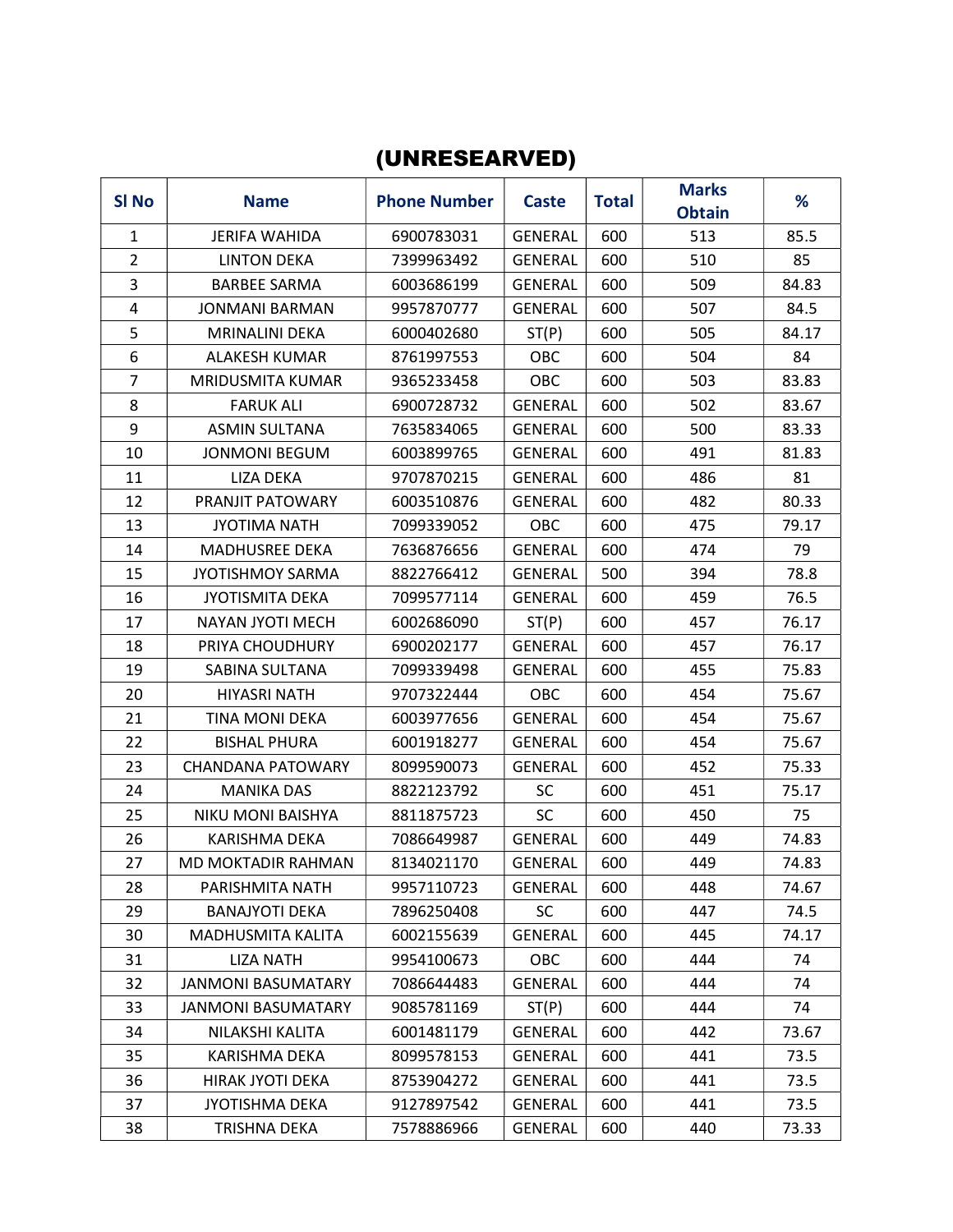# (UNRESEARVED)

| Sl No | Name | Phone Number | Caste | Total | Marks Obtain | % |
|---|---|---|---|---|---|---|
| 1 | JERIFA WAHIDA | 6900783031 | GENERAL | 600 | 513 | 85.5 |
| 2 | LINTON DEKA | 7399963492 | GENERAL | 600 | 510 | 85 |
| 3 | BARBEE SARMA | 6003686199 | GENERAL | 600 | 509 | 84.83 |
| 4 | JONMANI BARMAN | 9957870777 | GENERAL | 600 | 507 | 84.5 |
| 5 | MRINALINI DEKA | 6000402680 | ST(P) | 600 | 505 | 84.17 |
| 6 | ALAKESH KUMAR | 8761997553 | OBC | 600 | 504 | 84 |
| 7 | MRIDUSMITA KUMAR | 9365233458 | OBC | 600 | 503 | 83.83 |
| 8 | FARUK ALI | 6900728732 | GENERAL | 600 | 502 | 83.67 |
| 9 | ASMIN SULTANA | 7635834065 | GENERAL | 600 | 500 | 83.33 |
| 10 | JONMONI BEGUM | 6003899765 | GENERAL | 600 | 491 | 81.83 |
| 11 | LIZA DEKA | 9707870215 | GENERAL | 600 | 486 | 81 |
| 12 | PRANJIT PATOWARY | 6003510876 | GENERAL | 600 | 482 | 80.33 |
| 13 | JYOTIMA NATH | 7099339052 | OBC | 600 | 475 | 79.17 |
| 14 | MADHUSREE DEKA | 7636876656 | GENERAL | 600 | 474 | 79 |
| 15 | JYOTISHMOY SARMA | 8822766412 | GENERAL | 500 | 394 | 78.8 |
| 16 | JYOTISMITA DEKA | 7099577114 | GENERAL | 600 | 459 | 76.5 |
| 17 | NAYAN JYOTI MECH | 6002686090 | ST(P) | 600 | 457 | 76.17 |
| 18 | PRIYA CHOUDHURY | 6900202177 | GENERAL | 600 | 457 | 76.17 |
| 19 | SABINA SULTANA | 7099339498 | GENERAL | 600 | 455 | 75.83 |
| 20 | HIYASRI NATH | 9707322444 | OBC | 600 | 454 | 75.67 |
| 21 | TINA MONI DEKA | 6003977656 | GENERAL | 600 | 454 | 75.67 |
| 22 | BISHAL PHURA | 6001918277 | GENERAL | 600 | 454 | 75.67 |
| 23 | CHANDANA PATOWARY | 8099590073 | GENERAL | 600 | 452 | 75.33 |
| 24 | MANIKA DAS | 8822123792 | SC | 600 | 451 | 75.17 |
| 25 | NIKU MONI BAISHYA | 8811875723 | SC | 600 | 450 | 75 |
| 26 | KARISHMA DEKA | 7086649987 | GENERAL | 600 | 449 | 74.83 |
| 27 | MD MOKTADIR RAHMAN | 8134021170 | GENERAL | 600 | 449 | 74.83 |
| 28 | PARISHMITA NATH | 9957110723 | GENERAL | 600 | 448 | 74.67 |
| 29 | BANAJYOTI DEKA | 7896250408 | SC | 600 | 447 | 74.5 |
| 30 | MADHUSMITA KALITA | 6002155639 | GENERAL | 600 | 445 | 74.17 |
| 31 | LIZA NATH | 9954100673 | OBC | 600 | 444 | 74 |
| 32 | JANMONI BASUMATARY | 7086644483 | GENERAL | 600 | 444 | 74 |
| 33 | JANMONI BASUMATARY | 9085781169 | ST(P) | 600 | 444 | 74 |
| 34 | NILAKSHI KALITA | 6001481179 | GENERAL | 600 | 442 | 73.67 |
| 35 | KARISHMA DEKA | 8099578153 | GENERAL | 600 | 441 | 73.5 |
| 36 | HIRAK JYOTI DEKA | 8753904272 | GENERAL | 600 | 441 | 73.5 |
| 37 | JYOTISHMA DEKA | 9127897542 | GENERAL | 600 | 441 | 73.5 |
| 38 | TRISHNA DEKA | 7578886966 | GENERAL | 600 | 440 | 73.33 |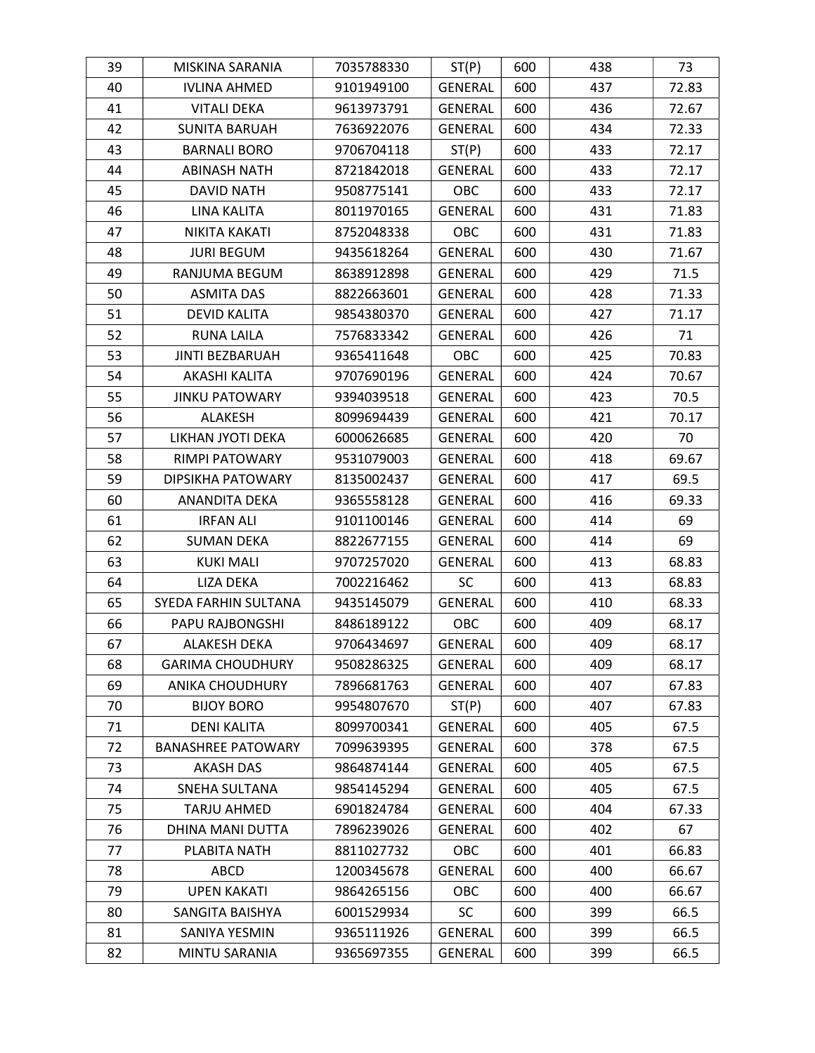| 39 | MISKINA SARANIA | 7035788330 | ST(P) | 600 | 438 | 73 |
|---|---|---|---|---|---|---|
| 40 | IVLINA AHMED | 9101949100 | GENERAL | 600 | 437 | 72.83 |
| 41 | VITALI DEKA | 9613973791 | GENERAL | 600 | 436 | 72.67 |
| 42 | SUNITA BARUAH | 7636922076 | GENERAL | 600 | 434 | 72.33 |
| 43 | BARNALI BORO | 9706704118 | ST(P) | 600 | 433 | 72.17 |
| 44 | ABINASH NATH | 8721842018 | GENERAL | 600 | 433 | 72.17 |
| 45 | DAVID NATH | 9508775141 | OBC | 600 | 433 | 72.17 |
| 46 | LINA KALITA | 8011970165 | GENERAL | 600 | 431 | 71.83 |
| 47 | NIKITA KAKATI | 8752048338 | OBC | 600 | 431 | 71.83 |
| 48 | JURI BEGUM | 9435618264 | GENERAL | 600 | 430 | 71.67 |
| 49 | RANJUMA BEGUM | 8638912898 | GENERAL | 600 | 429 | 71.5 |
| 50 | ASMITA DAS | 8822663601 | GENERAL | 600 | 428 | 71.33 |
| 51 | DEVID KALITA | 9854380370 | GENERAL | 600 | 427 | 71.17 |
| 52 | RUNA LAILA | 7576833342 | GENERAL | 600 | 426 | 71 |
| 53 | JINTI BEZBARUAH | 9365411648 | OBC | 600 | 425 | 70.83 |
| 54 | AKASHI KALITA | 9707690196 | GENERAL | 600 | 424 | 70.67 |
| 55 | JINKU PATOWARY | 9394039518 | GENERAL | 600 | 423 | 70.5 |
| 56 | ALAKESH | 8099694439 | GENERAL | 600 | 421 | 70.17 |
| 57 | LIKHAN JYOTI DEKA | 6000626685 | GENERAL | 600 | 420 | 70 |
| 58 | RIMPI PATOWARY | 9531079003 | GENERAL | 600 | 418 | 69.67 |
| 59 | DIPSIKHA PATOWARY | 8135002437 | GENERAL | 600 | 417 | 69.5 |
| 60 | ANANDITA DEKA | 9365558128 | GENERAL | 600 | 416 | 69.33 |
| 61 | IRFAN ALI | 9101100146 | GENERAL | 600 | 414 | 69 |
| 62 | SUMAN DEKA | 8822677155 | GENERAL | 600 | 414 | 69 |
| 63 | KUKI MALI | 9707257020 | GENERAL | 600 | 413 | 68.83 |
| 64 | LIZA DEKA | 7002216462 | SC | 600 | 413 | 68.83 |
| 65 | SYEDA FARHIN SULTANA | 9435145079 | GENERAL | 600 | 410 | 68.33 |
| 66 | PAPU RAJBONGSHI | 8486189122 | OBC | 600 | 409 | 68.17 |
| 67 | ALAKESH DEKA | 9706434697 | GENERAL | 600 | 409 | 68.17 |
| 68 | GARIMA CHOUDHURY | 9508286325 | GENERAL | 600 | 409 | 68.17 |
| 69 | ANIKA CHOUDHURY | 7896681763 | GENERAL | 600 | 407 | 67.83 |
| 70 | BIJOY BORO | 9954807670 | ST(P) | 600 | 407 | 67.83 |
| 71 | DENI KALITA | 8099700341 | GENERAL | 600 | 405 | 67.5 |
| 72 | BANASHREE PATOWARY | 7099639395 | GENERAL | 600 | 378 | 67.5 |
| 73 | AKASH DAS | 9864874144 | GENERAL | 600 | 405 | 67.5 |
| 74 | SNEHA SULTANA | 9854145294 | GENERAL | 600 | 405 | 67.5 |
| 75 | TARJU AHMED | 6901824784 | GENERAL | 600 | 404 | 67.33 |
| 76 | DHINA MANI DUTTA | 7896239026 | GENERAL | 600 | 402 | 67 |
| 77 | PLABITA NATH | 8811027732 | OBC | 600 | 401 | 66.83 |
| 78 | ABCD | 1200345678 | GENERAL | 600 | 400 | 66.67 |
| 79 | UPEN KAKATI | 9864265156 | OBC | 600 | 400 | 66.67 |
| 80 | SANGITA BAISHYA | 6001529934 | SC | 600 | 399 | 66.5 |
| 81 | SANIYA YESMIN | 9365111926 | GENERAL | 600 | 399 | 66.5 |
| 82 | MINTU SARANIA | 9365697355 | GENERAL | 600 | 399 | 66.5 |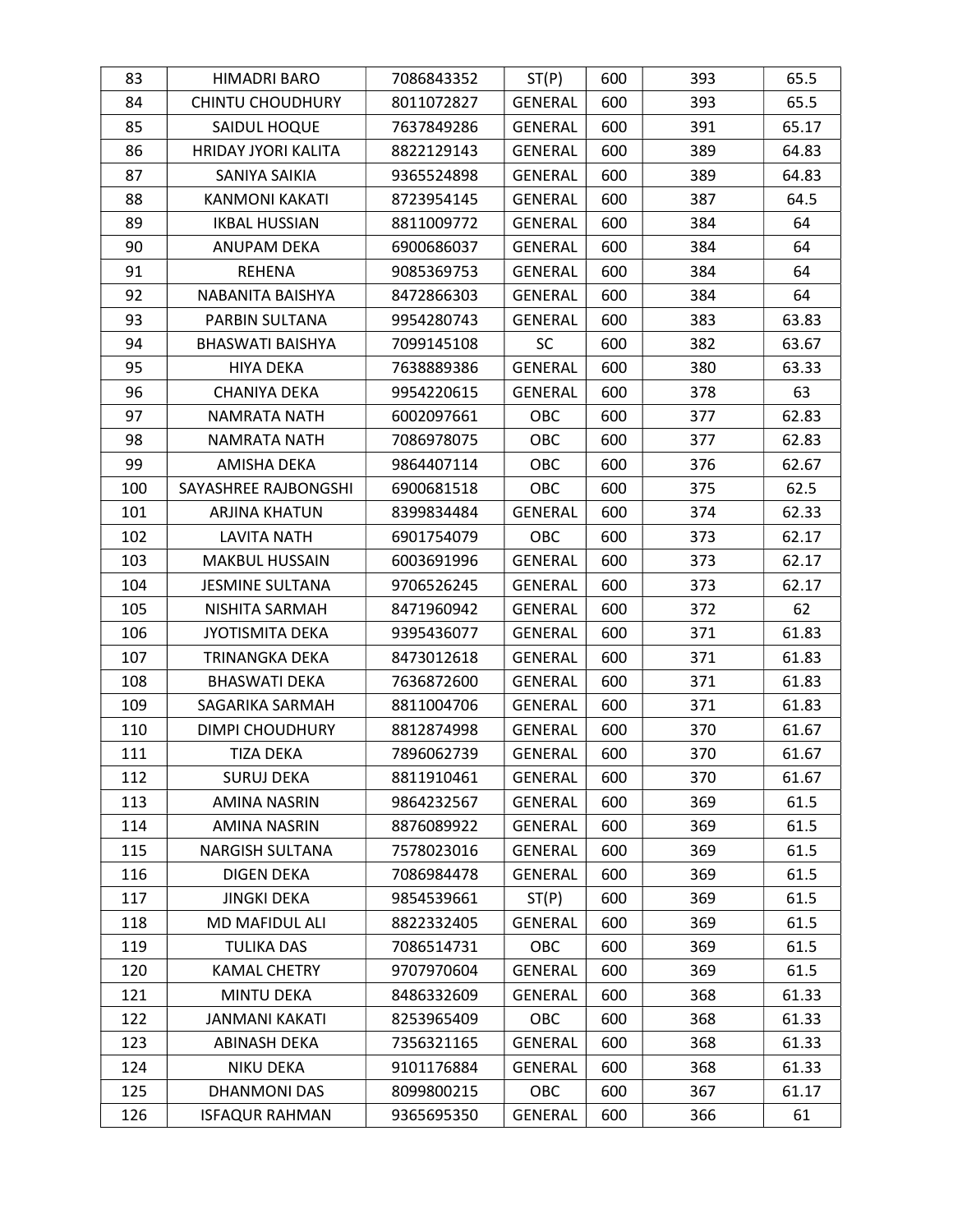| 83 | HIMADRI BARO | 7086843352 | ST(P) | 600 | 393 | 65.5 |
|---|---|---|---|---|---|---|
| 84 | CHINTU CHOUDHURY | 8011072827 | GENERAL | 600 | 393 | 65.5 |
| 85 | SAIDUL HOQUE | 7637849286 | GENERAL | 600 | 391 | 65.17 |
| 86 | HRIDAY JYORI KALITA | 8822129143 | GENERAL | 600 | 389 | 64.83 |
| 87 | SANIYA SAIKIA | 9365524898 | GENERAL | 600 | 389 | 64.83 |
| 88 | KANMONI KAKATI | 8723954145 | GENERAL | 600 | 387 | 64.5 |
| 89 | IKBAL HUSSIAN | 8811009772 | GENERAL | 600 | 384 | 64 |
| 90 | ANUPAM DEKA | 6900686037 | GENERAL | 600 | 384 | 64 |
| 91 | REHENA | 9085369753 | GENERAL | 600 | 384 | 64 |
| 92 | NABANITA BAISHYA | 8472866303 | GENERAL | 600 | 384 | 64 |
| 93 | PARBIN SULTANA | 9954280743 | GENERAL | 600 | 383 | 63.83 |
| 94 | BHASWATI BAISHYA | 7099145108 | SC | 600 | 382 | 63.67 |
| 95 | HIYA DEKA | 7638889386 | GENERAL | 600 | 380 | 63.33 |
| 96 | CHANIYA DEKA | 9954220615 | GENERAL | 600 | 378 | 63 |
| 97 | NAMRATA NATH | 6002097661 | OBC | 600 | 377 | 62.83 |
| 98 | NAMRATA NATH | 7086978075 | OBC | 600 | 377 | 62.83 |
| 99 | AMISHA DEKA | 9864407114 | OBC | 600 | 376 | 62.67 |
| 100 | SAYASHREE RAJBONGSHI | 6900681518 | OBC | 600 | 375 | 62.5 |
| 101 | ARJINA KHATUN | 8399834484 | GENERAL | 600 | 374 | 62.33 |
| 102 | LAVITA NATH | 6901754079 | OBC | 600 | 373 | 62.17 |
| 103 | MAKBUL HUSSAIN | 6003691996 | GENERAL | 600 | 373 | 62.17 |
| 104 | JESMINE SULTANA | 9706526245 | GENERAL | 600 | 373 | 62.17 |
| 105 | NISHITA SARMAH | 8471960942 | GENERAL | 600 | 372 | 62 |
| 106 | JYOTISMITA DEKA | 9395436077 | GENERAL | 600 | 371 | 61.83 |
| 107 | TRINANGKA DEKA | 8473012618 | GENERAL | 600 | 371 | 61.83 |
| 108 | BHASWATI DEKA | 7636872600 | GENERAL | 600 | 371 | 61.83 |
| 109 | SAGARIKA SARMAH | 8811004706 | GENERAL | 600 | 371 | 61.83 |
| 110 | DIMPI CHOUDHURY | 8812874998 | GENERAL | 600 | 370 | 61.67 |
| 111 | TIZA DEKA | 7896062739 | GENERAL | 600 | 370 | 61.67 |
| 112 | SURUJ DEKA | 8811910461 | GENERAL | 600 | 370 | 61.67 |
| 113 | AMINA NASRIN | 9864232567 | GENERAL | 600 | 369 | 61.5 |
| 114 | AMINA NASRIN | 8876089922 | GENERAL | 600 | 369 | 61.5 |
| 115 | NARGISH SULTANA | 7578023016 | GENERAL | 600 | 369 | 61.5 |
| 116 | DIGEN DEKA | 7086984478 | GENERAL | 600 | 369 | 61.5 |
| 117 | JINGKI DEKA | 9854539661 | ST(P) | 600 | 369 | 61.5 |
| 118 | MD MAFIDUL ALI | 8822332405 | GENERAL | 600 | 369 | 61.5 |
| 119 | TULIKA DAS | 7086514731 | OBC | 600 | 369 | 61.5 |
| 120 | KAMAL CHETRY | 9707970604 | GENERAL | 600 | 369 | 61.5 |
| 121 | MINTU DEKA | 8486332609 | GENERAL | 600 | 368 | 61.33 |
| 122 | JANMANI KAKATI | 8253965409 | OBC | 600 | 368 | 61.33 |
| 123 | ABINASH DEKA | 7356321165 | GENERAL | 600 | 368 | 61.33 |
| 124 | NIKU DEKA | 9101176884 | GENERAL | 600 | 368 | 61.33 |
| 125 | DHANMONI DAS | 8099800215 | OBC | 600 | 367 | 61.17 |
| 126 | ISFAQUR RAHMAN | 9365695350 | GENERAL | 600 | 366 | 61 |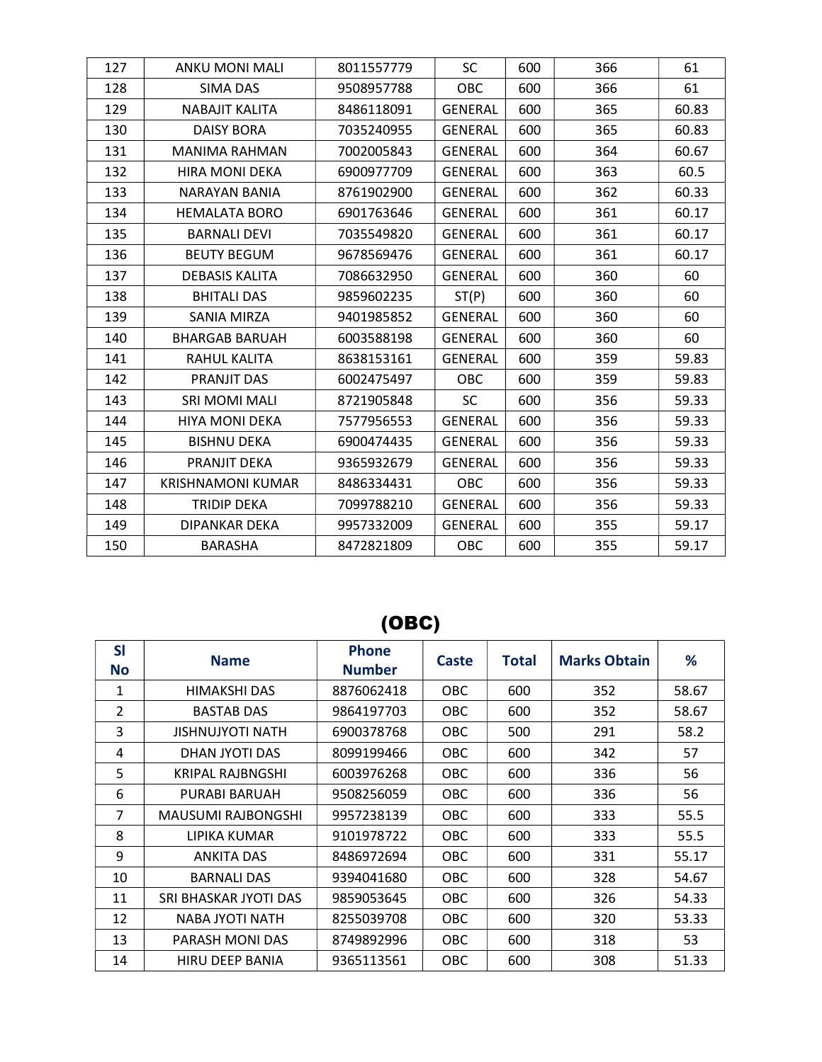| | | | | | | |
|---|---|---|---|---|---|---|
| 127 | ANKU MONI MALI | 8011557779 | SC | 600 | 366 | 61 |
| 128 | SIMA DAS | 9508957788 | OBC | 600 | 366 | 61 |
| 129 | NABAJIT KALITA | 8486118091 | GENERAL | 600 | 365 | 60.83 |
| 130 | DAISY BORA | 7035240955 | GENERAL | 600 | 365 | 60.83 |
| 131 | MANIMA RAHMAN | 7002005843 | GENERAL | 600 | 364 | 60.67 |
| 132 | HIRA MONI DEKA | 6900977709 | GENERAL | 600 | 363 | 60.5 |
| 133 | NARAYAN BANIA | 8761902900 | GENERAL | 600 | 362 | 60.33 |
| 134 | HEMALATA BORO | 6901763646 | GENERAL | 600 | 361 | 60.17 |
| 135 | BARNALI DEVI | 7035549820 | GENERAL | 600 | 361 | 60.17 |
| 136 | BEUTY BEGUM | 9678569476 | GENERAL | 600 | 361 | 60.17 |
| 137 | DEBASIS KALITA | 7086632950 | GENERAL | 600 | 360 | 60 |
| 138 | BHITALI DAS | 9859602235 | ST(P) | 600 | 360 | 60 |
| 139 | SANIA MIRZA | 9401985852 | GENERAL | 600 | 360 | 60 |
| 140 | BHARGAB BARUAH | 6003588198 | GENERAL | 600 | 360 | 60 |
| 141 | RAHUL KALITA | 8638153161 | GENERAL | 600 | 359 | 59.83 |
| 142 | PRANJIT DAS | 6002475497 | OBC | 600 | 359 | 59.83 |
| 143 | SRI MOMI MALI | 8721905848 | SC | 600 | 356 | 59.33 |
| 144 | HIYA MONI DEKA | 7577956553 | GENERAL | 600 | 356 | 59.33 |
| 145 | BISHNU DEKA | 6900474435 | GENERAL | 600 | 356 | 59.33 |
| 146 | PRANJIT DEKA | 9365932679 | GENERAL | 600 | 356 | 59.33 |
| 147 | KRISHNAMONI KUMAR | 8486334431 | OBC | 600 | 356 | 59.33 |
| 148 | TRIDIP DEKA | 7099788210 | GENERAL | 600 | 356 | 59.33 |
| 149 | DIPANKAR DEKA | 9957332009 | GENERAL | 600 | 355 | 59.17 |
| 150 | BARASHA | 8472821809 | OBC | 600 | 355 | 59.17 |

## (OBC)

| Sl No | Name | Phone Number | Caste | Total | Marks Obtain | % |
|---|---|---|---|---|---|---|
| 1 | HIMAKSHI DAS | 8876062418 | OBC | 600 | 352 | 58.67 |
| 2 | BASTAB DAS | 9864197703 | OBC | 600 | 352 | 58.67 |
| 3 | JISHNUJYOTI NATH | 6900378768 | OBC | 500 | 291 | 58.2 |
| 4 | DHAN JYOTI DAS | 8099199466 | OBC | 600 | 342 | 57 |
| 5 | KRIPAL RAJBNGSHI | 6003976268 | OBC | 600 | 336 | 56 |
| 6 | PURABI BARUAH | 9508256059 | OBC | 600 | 336 | 56 |
| 7 | MAUSUMI RAJBONGSHI | 9957238139 | OBC | 600 | 333 | 55.5 |
| 8 | LIPIKA KUMAR | 9101978722 | OBC | 600 | 333 | 55.5 |
| 9 | ANKITA DAS | 8486972694 | OBC | 600 | 331 | 55.17 |
| 10 | BARNALI DAS | 9394041680 | OBC | 600 | 328 | 54.67 |
| 11 | SRI BHASKAR JYOTI DAS | 9859053645 | OBC | 600 | 326 | 54.33 |
| 12 | NABA JYOTI NATH | 8255039708 | OBC | 600 | 320 | 53.33 |
| 13 | PARASH MONI DAS | 8749892996 | OBC | 600 | 318 | 53 |
| 14 | HIRU DEEP BANIA | 9365113561 | OBC | 600 | 308 | 51.33 |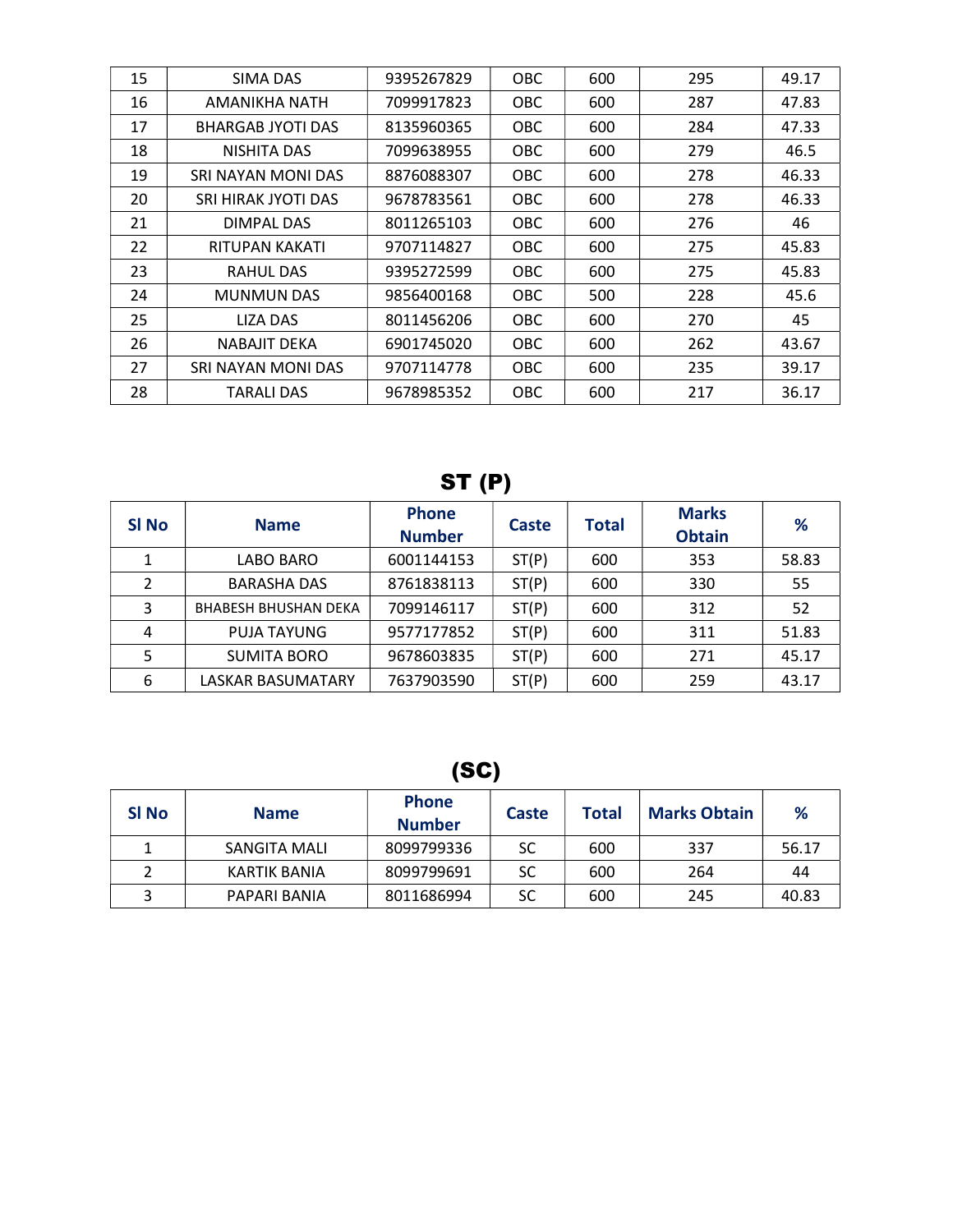| 15 | SIMA DAS | 9395267829 | OBC | 600 | 295 | 49.17 |
|---|---|---|---|---|---|---|
| 16 | AMANIKHA NATH | 7099917823 | OBC | 600 | 287 | 47.83 |
| 17 | BHARGAB JYOTI DAS | 8135960365 | OBC | 600 | 284 | 47.33 |
| 18 | NISHITA DAS | 7099638955 | OBC | 600 | 279 | 46.5 |
| 19 | SRI NAYAN MONI DAS | 8876088307 | OBC | 600 | 278 | 46.33 |
| 20 | SRI HIRAK JYOTI DAS | 9678783561 | OBC | 600 | 278 | 46.33 |
| 21 | DIMPAL DAS | 8011265103 | OBC | 600 | 276 | 46 |
| 22 | RITUPAN KAKATI | 9707114827 | OBC | 600 | 275 | 45.83 |
| 23 | RAHUL DAS | 9395272599 | OBC | 600 | 275 | 45.83 |
| 24 | MUNMUN DAS | 9856400168 | OBC | 500 | 228 | 45.6 |
| 25 | LIZA DAS | 8011456206 | OBC | 600 | 270 | 45 |
| 26 | NABAJIT DEKA | 6901745020 | OBC | 600 | 262 | 43.67 |
| 27 | SRI NAYAN MONI DAS | 9707114778 | OBC | 600 | 235 | 39.17 |
| 28 | TARALI DAS | 9678985352 | OBC | 600 | 217 | 36.17 |

## ST (P)

| Sl No | Name | Phone Number | Caste | Total | Marks Obtain | % |
|---|---|---|---|---|---|---|
| 1 | LABO BARO | 6001144153 | ST(P) | 600 | 353 | 58.83 |
| 2 | BARASHA DAS | 8761838113 | ST(P) | 600 | 330 | 55 |
| 3 | BHABESH BHUSHAN DEKA | 7099146117 | ST(P) | 600 | 312 | 52 |
| 4 | PUJA TAYUNG | 9577177852 | ST(P) | 600 | 311 | 51.83 |
| 5 | SUMITA BORO | 9678603835 | ST(P) | 600 | 271 | 45.17 |
| 6 | LASKAR BASUMATARY | 7637903590 | ST(P) | 600 | 259 | 43.17 |

## (SC)

| Sl No | Name | Phone Number | Caste | Total | Marks Obtain | % |
|---|---|---|---|---|---|---|
| 1 | SANGITA MALI | 8099799336 | SC | 600 | 337 | 56.17 |
| 2 | KARTIK BANIA | 8099799691 | SC | 600 | 264 | 44 |
| 3 | PAPARI BANIA | 8011686994 | SC | 600 | 245 | 40.83 |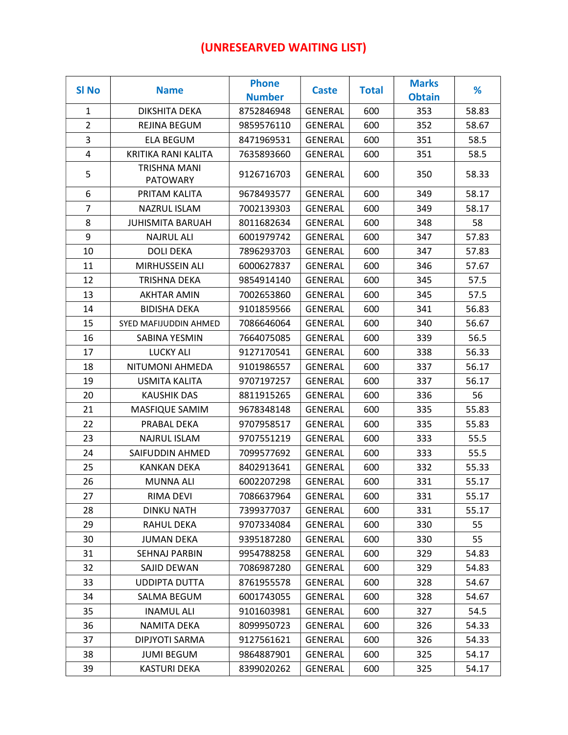# (UNRESEARVED WAITING LIST)

| Sl No | Name | Phone Number | Caste | Total | Marks Obtain | % |
|---|---|---|---|---|---|---|
| 1 | DIKSHITA DEKA | 8752846948 | GENERAL | 600 | 353 | 58.83 |
| 2 | REJINA BEGUM | 9859576110 | GENERAL | 600 | 352 | 58.67 |
| 3 | ELA BEGUM | 8471969531 | GENERAL | 600 | 351 | 58.5 |
| 4 | KRITIKA RANI KALITA | 7635893660 | GENERAL | 600 | 351 | 58.5 |
| 5 | TRISHNA MANI PATOWARY | 9126716703 | GENERAL | 600 | 350 | 58.33 |
| 6 | PRITAM KALITA | 9678493577 | GENERAL | 600 | 349 | 58.17 |
| 7 | NAZRUL ISLAM | 7002139303 | GENERAL | 600 | 349 | 58.17 |
| 8 | JUHISMITA BARUAH | 8011682634 | GENERAL | 600 | 348 | 58 |
| 9 | NAJRUL ALI | 6001979742 | GENERAL | 600 | 347 | 57.83 |
| 10 | DOLI DEKA | 7896293703 | GENERAL | 600 | 347 | 57.83 |
| 11 | MIRHUSSEIN ALI | 6000627837 | GENERAL | 600 | 346 | 57.67 |
| 12 | TRISHNA DEKA | 9854914140 | GENERAL | 600 | 345 | 57.5 |
| 13 | AKHTAR AMIN | 7002653860 | GENERAL | 600 | 345 | 57.5 |
| 14 | BIDISHA DEKA | 9101859566 | GENERAL | 600 | 341 | 56.83 |
| 15 | SYED MAFIJUDDIN AHMED | 7086646064 | GENERAL | 600 | 340 | 56.67 |
| 16 | SABINA YESMIN | 7664075085 | GENERAL | 600 | 339 | 56.5 |
| 17 | LUCKY ALI | 9127170541 | GENERAL | 600 | 338 | 56.33 |
| 18 | NITUMONI AHMEDA | 9101986557 | GENERAL | 600 | 337 | 56.17 |
| 19 | USMITA KALITA | 9707197257 | GENERAL | 600 | 337 | 56.17 |
| 20 | KAUSHIK DAS | 8811915265 | GENERAL | 600 | 336 | 56 |
| 21 | MASFIQUE SAMIM | 9678348148 | GENERAL | 600 | 335 | 55.83 |
| 22 | PRABAL DEKA | 9707958517 | GENERAL | 600 | 335 | 55.83 |
| 23 | NAJRUL ISLAM | 9707551219 | GENERAL | 600 | 333 | 55.5 |
| 24 | SAIFUDDIN AHMED | 7099577692 | GENERAL | 600 | 333 | 55.5 |
| 25 | KANKAN DEKA | 8402913641 | GENERAL | 600 | 332 | 55.33 |
| 26 | MUNNA ALI | 6002207298 | GENERAL | 600 | 331 | 55.17 |
| 27 | RIMA DEVI | 7086637964 | GENERAL | 600 | 331 | 55.17 |
| 28 | DINKU NATH | 7399377037 | GENERAL | 600 | 331 | 55.17 |
| 29 | RAHUL DEKA | 9707334084 | GENERAL | 600 | 330 | 55 |
| 30 | JUMAN DEKA | 9395187280 | GENERAL | 600 | 330 | 55 |
| 31 | SEHNAJ PARBIN | 9954788258 | GENERAL | 600 | 329 | 54.83 |
| 32 | SAJID DEWAN | 7086987280 | GENERAL | 600 | 329 | 54.83 |
| 33 | UDDIPTA DUTTA | 8761955578 | GENERAL | 600 | 328 | 54.67 |
| 34 | SALMA BEGUM | 6001743055 | GENERAL | 600 | 328 | 54.67 |
| 35 | INAMUL ALI | 9101603981 | GENERAL | 600 | 327 | 54.5 |
| 36 | NAMITA DEKA | 8099950723 | GENERAL | 600 | 326 | 54.33 |
| 37 | DIPJYOTI SARMA | 9127561621 | GENERAL | 600 | 326 | 54.33 |
| 38 | JUMI BEGUM | 9864887901 | GENERAL | 600 | 325 | 54.17 |
| 39 | KASTURI DEKA | 8399020262 | GENERAL | 600 | 325 | 54.17 |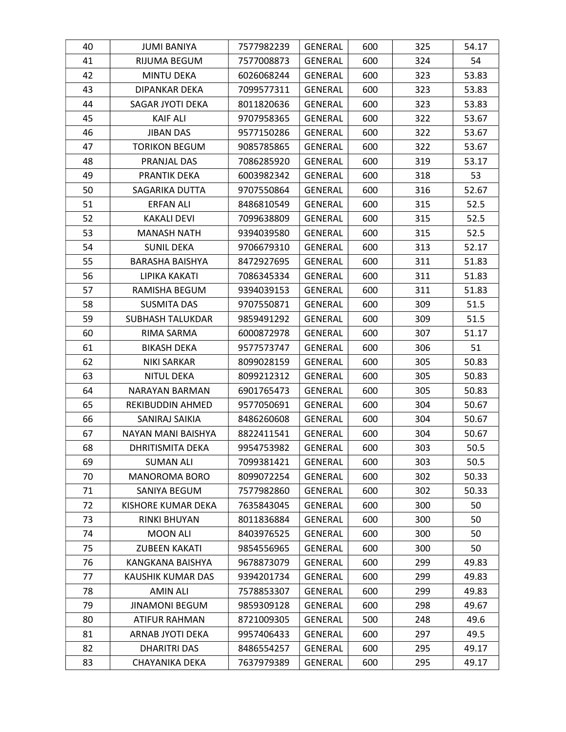| | | | | | | |
|---|---|---|---|---|---|---|
| 40 | JUMI BANIYA | 7577982239 | GENERAL | 600 | 325 | 54.17 |
| 41 | RIJUMA BEGUM | 7577008873 | GENERAL | 600 | 324 | 54 |
| 42 | MINTU DEKA | 6026068244 | GENERAL | 600 | 323 | 53.83 |
| 43 | DIPANKAR DEKA | 7099577311 | GENERAL | 600 | 323 | 53.83 |
| 44 | SAGAR JYOTI DEKA | 8011820636 | GENERAL | 600 | 323 | 53.83 |
| 45 | KAIF ALI | 9707958365 | GENERAL | 600 | 322 | 53.67 |
| 46 | JIBAN DAS | 9577150286 | GENERAL | 600 | 322 | 53.67 |
| 47 | TORIKON BEGUM | 9085785865 | GENERAL | 600 | 322 | 53.67 |
| 48 | PRANJAL DAS | 7086285920 | GENERAL | 600 | 319 | 53.17 |
| 49 | PRANTIK DEKA | 6003982342 | GENERAL | 600 | 318 | 53 |
| 50 | SAGARIKA DUTTA | 9707550864 | GENERAL | 600 | 316 | 52.67 |
| 51 | ERFAN ALI | 8486810549 | GENERAL | 600 | 315 | 52.5 |
| 52 | KAKALI DEVI | 7099638809 | GENERAL | 600 | 315 | 52.5 |
| 53 | MANASH NATH | 9394039580 | GENERAL | 600 | 315 | 52.5 |
| 54 | SUNIL DEKA | 9706679310 | GENERAL | 600 | 313 | 52.17 |
| 55 | BARASHA BAISHYA | 8472927695 | GENERAL | 600 | 311 | 51.83 |
| 56 | LIPIKA KAKATI | 7086345334 | GENERAL | 600 | 311 | 51.83 |
| 57 | RAMISHA BEGUM | 9394039153 | GENERAL | 600 | 311 | 51.83 |
| 58 | SUSMITA DAS | 9707550871 | GENERAL | 600 | 309 | 51.5 |
| 59 | SUBHASH TALUKDAR | 9859491292 | GENERAL | 600 | 309 | 51.5 |
| 60 | RIMA SARMA | 6000872978 | GENERAL | 600 | 307 | 51.17 |
| 61 | BIKASH DEKA | 9577573747 | GENERAL | 600 | 306 | 51 |
| 62 | NIKI SARKAR | 8099028159 | GENERAL | 600 | 305 | 50.83 |
| 63 | NITUL DEKA | 8099212312 | GENERAL | 600 | 305 | 50.83 |
| 64 | NARAYAN BARMAN | 6901765473 | GENERAL | 600 | 305 | 50.83 |
| 65 | REKIBUDDIN AHMED | 9577050691 | GENERAL | 600 | 304 | 50.67 |
| 66 | SANIRAJ SAIKIA | 8486260608 | GENERAL | 600 | 304 | 50.67 |
| 67 | NAYAN MANI BAISHYA | 8822411541 | GENERAL | 600 | 304 | 50.67 |
| 68 | DHRITISMITA DEKA | 9954753982 | GENERAL | 600 | 303 | 50.5 |
| 69 | SUMAN ALI | 7099381421 | GENERAL | 600 | 303 | 50.5 |
| 70 | MANOROMA BORO | 8099072254 | GENERAL | 600 | 302 | 50.33 |
| 71 | SANIYA BEGUM | 7577982860 | GENERAL | 600 | 302 | 50.33 |
| 72 | KISHORE KUMAR DEKA | 7635843045 | GENERAL | 600 | 300 | 50 |
| 73 | RINKI BHUYAN | 8011836884 | GENERAL | 600 | 300 | 50 |
| 74 | MOON ALI | 8403976525 | GENERAL | 600 | 300 | 50 |
| 75 | ZUBEEN KAKATI | 9854556965 | GENERAL | 600 | 300 | 50 |
| 76 | KANGKANA BAISHYA | 9678873079 | GENERAL | 600 | 299 | 49.83 |
| 77 | KAUSHIK KUMAR DAS | 9394201734 | GENERAL | 600 | 299 | 49.83 |
| 78 | AMIN ALI | 7578853307 | GENERAL | 600 | 299 | 49.83 |
| 79 | JINAMONI BEGUM | 9859309128 | GENERAL | 600 | 298 | 49.67 |
| 80 | ATIFUR RAHMAN | 8721009305 | GENERAL | 500 | 248 | 49.6 |
| 81 | ARNAB JYOTI DEKA | 9957406433 | GENERAL | 600 | 297 | 49.5 |
| 82 | DHARITRI DAS | 8486554257 | GENERAL | 600 | 295 | 49.17 |
| 83 | CHAYANIKA DEKA | 7637979389 | GENERAL | 600 | 295 | 49.17 |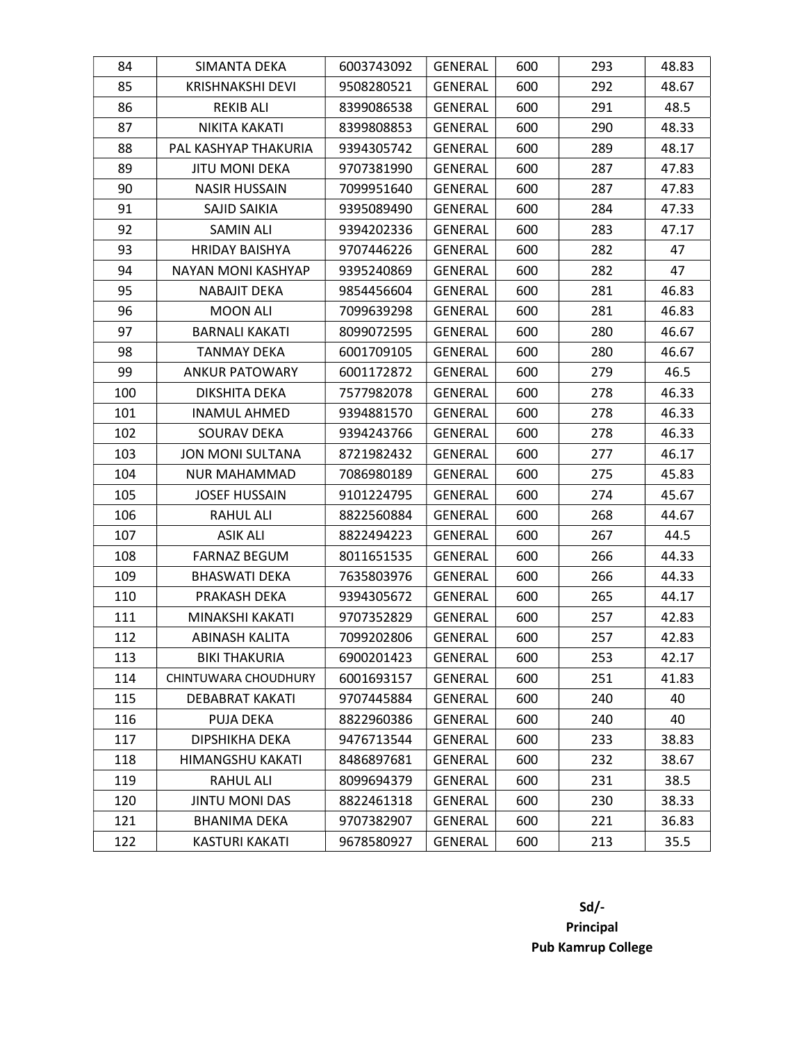| | | | | | | |
|---|---|---|---|---|---|---|
| 84 | SIMANTA DEKA | 6003743092 | GENERAL | 600 | 293 | 48.83 |
| 85 | KRISHNAKSHI DEVI | 9508280521 | GENERAL | 600 | 292 | 48.67 |
| 86 | REKIB ALI | 8399086538 | GENERAL | 600 | 291 | 48.5 |
| 87 | NIKITA KAKATI | 8399808853 | GENERAL | 600 | 290 | 48.33 |
| 88 | PAL KASHYAP THAKURIA | 9394305742 | GENERAL | 600 | 289 | 48.17 |
| 89 | JITU MONI DEKA | 9707381990 | GENERAL | 600 | 287 | 47.83 |
| 90 | NASIR HUSSAIN | 7099951640 | GENERAL | 600 | 287 | 47.83 |
| 91 | SAJID SAIKIA | 9395089490 | GENERAL | 600 | 284 | 47.33 |
| 92 | SAMIN ALI | 9394202336 | GENERAL | 600 | 283 | 47.17 |
| 93 | HRIDAY BAISHYA | 9707446226 | GENERAL | 600 | 282 | 47 |
| 94 | NAYAN MONI KASHYAP | 9395240869 | GENERAL | 600 | 282 | 47 |
| 95 | NABAJIT DEKA | 9854456604 | GENERAL | 600 | 281 | 46.83 |
| 96 | MOON ALI | 7099639298 | GENERAL | 600 | 281 | 46.83 |
| 97 | BARNALI KAKATI | 8099072595 | GENERAL | 600 | 280 | 46.67 |
| 98 | TANMAY DEKA | 6001709105 | GENERAL | 600 | 280 | 46.67 |
| 99 | ANKUR PATOWARY | 6001172872 | GENERAL | 600 | 279 | 46.5 |
| 100 | DIKSHITA DEKA | 7577982078 | GENERAL | 600 | 278 | 46.33 |
| 101 | INAMUL AHMED | 9394881570 | GENERAL | 600 | 278 | 46.33 |
| 102 | SOURAV DEKA | 9394243766 | GENERAL | 600 | 278 | 46.33 |
| 103 | JON MONI SULTANA | 8721982432 | GENERAL | 600 | 277 | 46.17 |
| 104 | NUR MAHAMMAD | 7086980189 | GENERAL | 600 | 275 | 45.83 |
| 105 | JOSEF HUSSAIN | 9101224795 | GENERAL | 600 | 274 | 45.67 |
| 106 | RAHUL ALI | 8822560884 | GENERAL | 600 | 268 | 44.67 |
| 107 | ASIK ALI | 8822494223 | GENERAL | 600 | 267 | 44.5 |
| 108 | FARNAZ BEGUM | 8011651535 | GENERAL | 600 | 266 | 44.33 |
| 109 | BHASWATI DEKA | 7635803976 | GENERAL | 600 | 266 | 44.33 |
| 110 | PRAKASH DEKA | 9394305672 | GENERAL | 600 | 265 | 44.17 |
| 111 | MINAKSHI KAKATI | 9707352829 | GENERAL | 600 | 257 | 42.83 |
| 112 | ABINASH KALITA | 7099202806 | GENERAL | 600 | 257 | 42.83 |
| 113 | BIKI THAKURIA | 6900201423 | GENERAL | 600 | 253 | 42.17 |
| 114 | CHINTUWARA CHOUDHURY | 6001693157 | GENERAL | 600 | 251 | 41.83 |
| 115 | DEBABRAT KAKATI | 9707445884 | GENERAL | 600 | 240 | 40 |
| 116 | PUJA DEKA | 8822960386 | GENERAL | 600 | 240 | 40 |
| 117 | DIPSHIKHA DEKA | 9476713544 | GENERAL | 600 | 233 | 38.83 |
| 118 | HIMANGSHU KAKATI | 8486897681 | GENERAL | 600 | 232 | 38.67 |
| 119 | RAHUL ALI | 8099694379 | GENERAL | 600 | 231 | 38.5 |
| 120 | JINTU MONI DAS | 8822461318 | GENERAL | 600 | 230 | 38.33 |
| 121 | BHANIMA DEKA | 9707382907 | GENERAL | 600 | 221 | 36.83 |
| 122 | KASTURI KAKATI | 9678580927 | GENERAL | 600 | 213 | 35.5 |

**Sd/-**
**Principal**
**Pub Kamrup College**